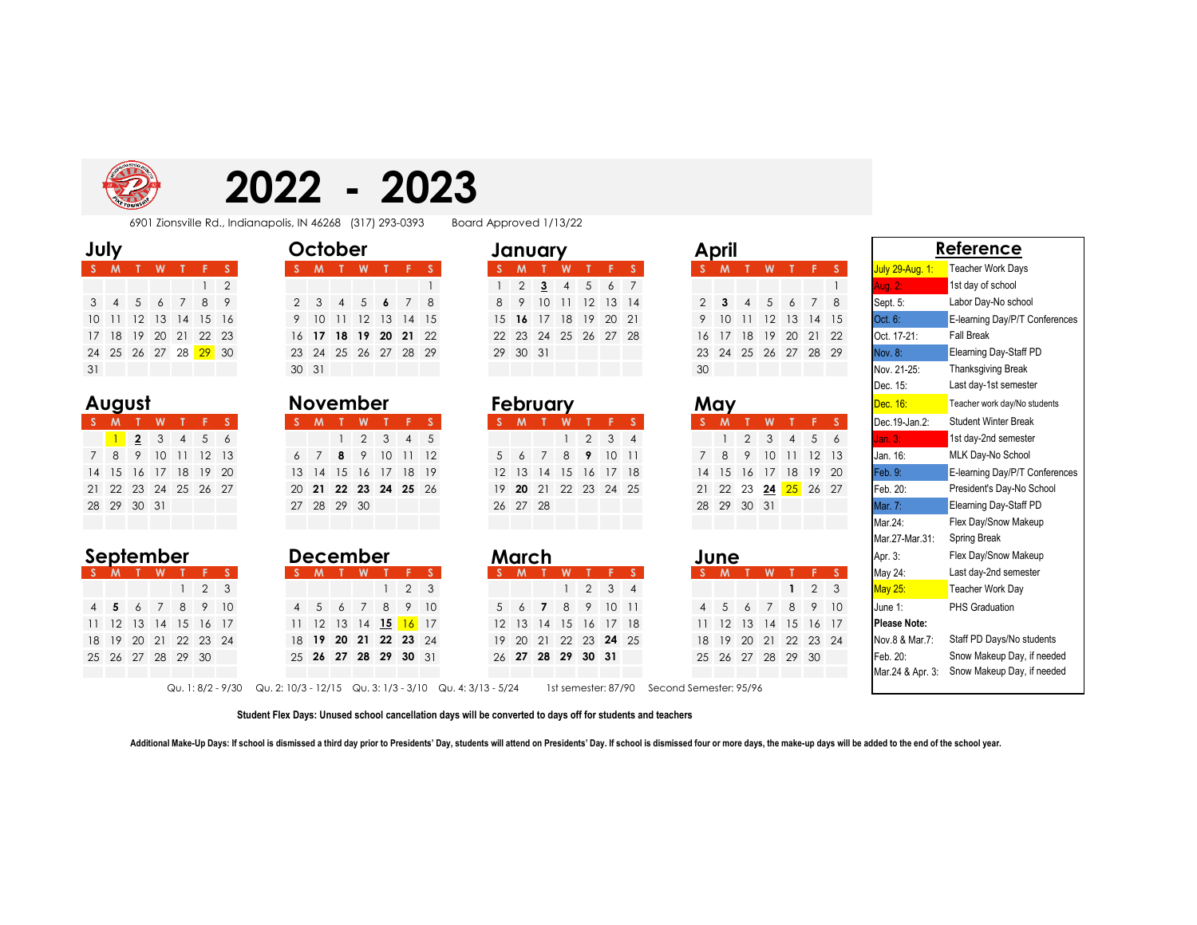# 2022 - 2023

6901 Zionsville Rd., Indianapolis, IN 46268 (317) 293-0393 Board Approved 1/13/22

## July

| S | M | T | W | T | F | S |
|---|---|---|---|---|---|---|
| | | | | | 1 | 2 |
| 3 | 4 | 5 | 6 | 7 | 8 | 9 |
| 10 | 11 | 12 | 13 | 14 | 15 | 16 |
| 17 | 18 | 19 | 20 | 21 | 22 | 23 |
| 24 | 25 | 26 | 27 | 28 | 29 | 30 |
| 31 | | | | | | |

## August

| S | M | T | W | T | F | S |
|---|---|---|---|---|---|---|
| | 1 | **2** | 3 | 4 | 5 | 6 |
| 7 | 8 | 9 | 10 | 11 | 12 | 13 |
| 14 | 15 | 16 | 17 | 18 | 19 | 20 |
| 21 | 22 | 23 | 24 | 25 | 26 | 27 |
| 28 | 29 | 30 | 31 | | | |

## September

| S | M | T | W | T | F | S |
|---|---|---|---|---|---|---|
| | | | | 1 | 2 | 3 |
| 4 | **5** | 6 | 7 | 8 | 9 | 10 |
| 11 | 12 | 13 | 14 | 15 | 16 | 17 |
| 18 | 19 | 20 | 21 | 22 | 23 | 24 |
| 25 | 26 | 27 | 28 | 29 | 30 | |

## October

| S | M | T | W | T | F | S |
|---|---|---|---|---|---|---|
| | | | | | | 1 |
| 2 | 3 | 4 | 5 | **6** | 7 | 8 |
| 9 | 10 | 11 | 12 | 13 | 14 | 15 |
| 16 | **17** | **18** | **19** | **20** | **21** | 22 |
| 23 | 24 | 25 | 26 | 27 | 28 | 29 |
| 30 | 31 | | | | | |

## November

| S | M | T | W | T | F | S |
|---|---|---|---|---|---|---|
| | | 1 | 2 | 3 | 4 | 5 |
| 6 | 7 | **8** | 9 | 10 | 11 | 12 |
| 13 | 14 | 15 | 16 | 17 | 18 | 19 |
| 20 | **21** | **22** | **23** | **24** | **25** | 26 |
| 27 | 28 | 29 | 30 | | | |

## December

| S | M | T | W | T | F | S |
|---|---|---|---|---|---|---|
| | | | | 1 | 2 | 3 |
| 4 | 5 | 6 | 7 | 8 | 9 | 10 |
| 11 | 12 | 13 | 14 | **15** | 16 | 17 |
| 18 | **19** | **20** | **21** | **22** | **23** | 24 |
| 25 | **26** | **27** | **28** | **29** | **30** | 31 |

## January

| S | M | T | W | T | F | S |
|---|---|---|---|---|---|---|
| 1 | 2 | **3** | 4 | 5 | 6 | 7 |
| 8 | 9 | 10 | 11 | 12 | 13 | 14 |
| 15 | **16** | 17 | 18 | 19 | 20 | 21 |
| 22 | 23 | 24 | 25 | 26 | 27 | 28 |
| 29 | 30 | 31 | | | | |

## February

| S | M | T | W | T | F | S |
|---|---|---|---|---|---|---|
| | | | 1 | 2 | 3 | 4 |
| 5 | 6 | 7 | 8 | **9** | 10 | 11 |
| 12 | 13 | 14 | 15 | 16 | 17 | 18 |
| 19 | **20** | 21 | 22 | 23 | 24 | 25 |
| 26 | 27 | 28 | | | | |

## March

| S | M | T | W | T | F | S |
|---|---|---|---|---|---|---|
| | | | 1 | 2 | 3 | 4 |
| 5 | 6 | **7** | 8 | 9 | 10 | 11 |
| 12 | 13 | 14 | 15 | 16 | 17 | 18 |
| 19 | 20 | 21 | 22 | 23 | **24** | 25 |
| 26 | **27** | **28** | **29** | **30** | **31** | |

## April

| S | M | T | W | T | F | S |
|---|---|---|---|---|---|---|
| | | | | | | 1 |
| 2 | **3** | 4 | 5 | 6 | 7 | 8 |
| 9 | 10 | 11 | 12 | 13 | 14 | 15 |
| 16 | 17 | 18 | 19 | 20 | 21 | 22 |
| 23 | 24 | 25 | 26 | 27 | 28 | 29 |
| 30 | | | | | | |

## May

| S | M | T | W | T | F | S |
|---|---|---|---|---|---|---|
| | 1 | 2 | 3 | 4 | 5 | 6 |
| 7 | 8 | 9 | 10 | 11 | 12 | 13 |
| 14 | 15 | 16 | 17 | 18 | 19 | 20 |
| 21 | 22 | 23 | **24** | 25 | 26 | 27 |
| 28 | 29 | 30 | 31 | | | |

## June

| S | M | T | W | T | F | S |
|---|---|---|---|---|---|---|
| | | | | **1** | 2 | 3 |
| 4 | 5 | 6 | 7 | 8 | 9 | 10 |
| 11 | 12 | 13 | 14 | 15 | 16 | 17 |
| 18 | 19 | 20 | 21 | 22 | 23 | 24 |
| 25 | 26 | 27 | 28 | 29 | 30 | |

Qu. 1: 8/2 - 9/30 Qu. 2: 10/3 - 12/15 Qu. 3: 1/3 - 3/10 Qu. 4: 3/13 - 5/24 1st semester: 87/90 Second Semester: 95/96

## Reference

| Date | Event |
|---|---|
| July 29-Aug. 1: | Teacher Work Days |
| Aug. 2: | 1st day of school |
| Sept. 5: | Labor Day-No school |
| Oct. 6: | E-learning Day/P/T Conferences |
| Oct. 17-21: | Fall Break |
| Nov. 8: | Elearning Day-Staff PD |
| Nov. 21-25: | Thanksgiving Break |
| Dec. 15: | Last day-1st semester |
| Dec. 16: | Teacher work day/No students |
| Dec.19-Jan.2: | Student Winter Break |
| Jan. 3: | 1st day-2nd semester |
| Jan. 16: | MLK Day-No School |
| Feb. 9: | E-learning Day/P/T Conferences |
| Feb. 20: | President's Day-No School |
| Mar. 7: | Elearning Day-Staff PD |
| Mar.24: | Flex Day/Snow Makeup |
| Mar.27-Mar.31: | Spring Break |
| Apr. 3: | Flex Day/Snow Makeup |
| May 24: | Last day-2nd semester |
| May 25: | Teacher Work Day |
| June 1: | PHS Graduation |

**Please Note:**

| Date | Note |
|---|---|
| Nov.8 & Mar.7: | Staff PD Days/No students |
| Feb. 20: | Snow Makeup Day, if needed |
| Mar.24 & Apr. 3: | Snow Makeup Day, if needed |

**Student Flex Days: Unused school cancellation days will be converted to days off for students and teachers**

**Additional Make-Up Days: If school is dismissed a third day prior to Presidents' Day, students will attend on Presidents' Day. If school is dismissed four or more days, the make-up days will be added to the end of the school year.**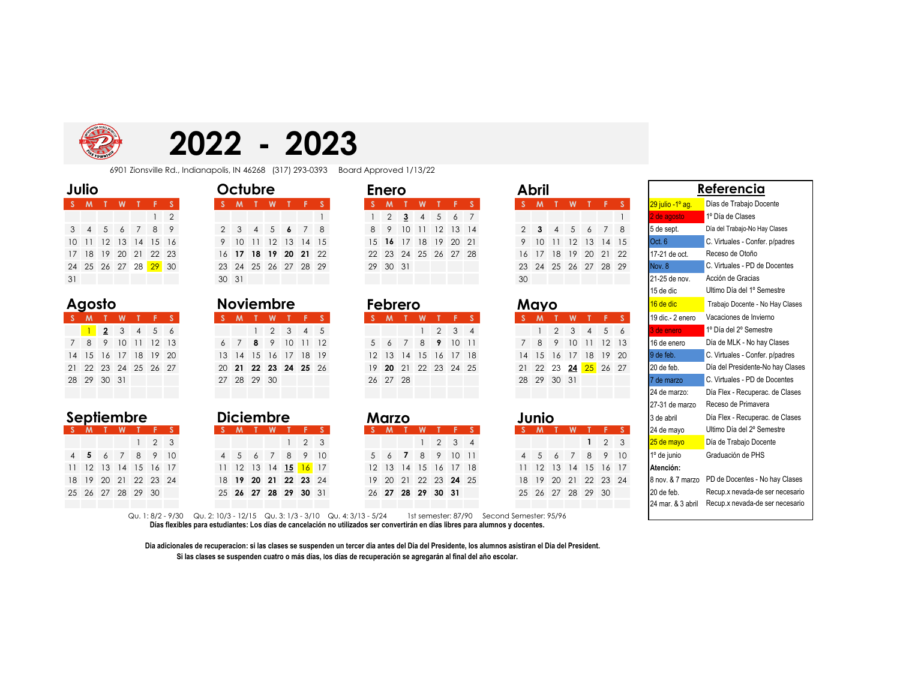# 2022 - 2023

6901 Zionsville Rd., Indianapolis, IN 46268 (317) 293-0393 Board Approved 1/13/22

## Julio

| S | M | T | W | T | F | S |
|---|---|---|---|---|---|---|
| | | | | | 1 | 2 |
| 3 | 4 | 5 | 6 | 7 | 8 | 9 |
| 10 | 11 | 12 | 13 | 14 | 15 | 16 |
| 17 | 18 | 19 | 20 | 21 | 22 | 23 |
| 24 | 25 | 26 | 27 | 28 | 29 | 30 |
| 31 | | | | | | |

## Agosto

| S | M | T | W | T | F | S |
|---|---|---|---|---|---|---|
| | 1 | **2** | 3 | 4 | 5 | 6 |
| 7 | 8 | 9 | 10 | 11 | 12 | 13 |
| 14 | 15 | 16 | 17 | 18 | 19 | 20 |
| 21 | 22 | 23 | 24 | 25 | 26 | 27 |
| 28 | 29 | 30 | 31 | | | |

## Septiembre

| S | M | T | W | T | F | S |
|---|---|---|---|---|---|---|
| | | | | 1 | 2 | 3 |
| 4 | **5** | 6 | 7 | 8 | 9 | 10 |
| 11 | 12 | 13 | 14 | 15 | 16 | 17 |
| 18 | 19 | 20 | 21 | 22 | 23 | 24 |
| 25 | 26 | 27 | 28 | 29 | 30 | |

## Octubre

| S | M | T | W | T | F | S |
|---|---|---|---|---|---|---|
| | | | | | | 1 |
| 2 | 3 | 4 | 5 | **6** | 7 | 8 |
| 9 | 10 | 11 | 12 | 13 | 14 | 15 |
| 16 | **17** | **18** | **19** | **20** | **21** | 22 |
| 23 | 24 | 25 | 26 | 27 | 28 | 29 |
| 30 | 31 | | | | | |

## Noviembre

| S | M | T | W | T | F | S |
|---|---|---|---|---|---|---|
| | | 1 | 2 | 3 | 4 | 5 |
| 6 | 7 | **8** | 9 | 10 | 11 | 12 |
| 13 | 14 | 15 | 16 | 17 | 18 | 19 |
| 20 | **21** | **22** | **23** | **24** | **25** | 26 |
| 27 | 28 | 29 | 30 | | | |

## Diciembre

| S | M | T | W | T | F | S |
|---|---|---|---|---|---|---|
| | | | | 1 | 2 | 3 |
| 4 | 5 | 6 | 7 | 8 | 9 | 10 |
| 11 | 12 | 13 | 14 | **15** | 16 | 17 |
| 18 | **19** | **20** | **21** | **22** | **23** | 24 |
| 25 | **26** | **27** | **28** | **29** | **30** | 31 |

## Enero

| S | M | T | W | T | F | S |
|---|---|---|---|---|---|---|
| 1 | 2 | **3** | 4 | 5 | 6 | 7 |
| 8 | 9 | 10 | 11 | 12 | 13 | 14 |
| 15 | **16** | 17 | 18 | 19 | 20 | 21 |
| 22 | 23 | 24 | 25 | 26 | 27 | 28 |
| 29 | 30 | 31 | | | | |

## Febrero

| S | M | T | W | T | F | S |
|---|---|---|---|---|---|---|
| | | | 1 | 2 | 3 | 4 |
| 5 | 6 | 7 | 8 | **9** | 10 | 11 |
| 12 | 13 | 14 | 15 | 16 | 17 | 18 |
| 19 | **20** | 21 | 22 | 23 | 24 | 25 |
| 26 | 27 | 28 | | | | |

## Marzo

| S | M | T | W | T | F | S |
|---|---|---|---|---|---|---|
| | | | 1 | 2 | 3 | 4 |
| 5 | 6 | **7** | 8 | 9 | 10 | 11 |
| 12 | 13 | 14 | 15 | 16 | 17 | 18 |
| 19 | 20 | 21 | 22 | 23 | **24** | 25 |
| 26 | **27** | **28** | **29** | **30** | **31** | |

## Abril

| S | M | T | W | T | F | S |
|---|---|---|---|---|---|---|
| | | | | | | 1 |
| 2 | **3** | 4 | 5 | 6 | 7 | 8 |
| 9 | 10 | 11 | 12 | 13 | 14 | 15 |
| 16 | 17 | 18 | 19 | 20 | 21 | 22 |
| 23 | 24 | 25 | 26 | 27 | 28 | 29 |
| 30 | | | | | | |

## Mayo

| S | M | T | W | T | F | S |
|---|---|---|---|---|---|---|
| | 1 | 2 | 3 | 4 | 5 | 6 |
| 7 | 8 | 9 | 10 | 11 | 12 | 13 |
| 14 | 15 | 16 | 17 | 18 | 19 | 20 |
| 21 | 22 | 23 | **24** | 25 | 26 | 27 |
| 28 | 29 | 30 | 31 | | | |

## Junio

| S | M | T | W | T | F | S |
|---|---|---|---|---|---|---|
| | | | | **1** | 2 | 3 |
| 4 | 5 | 6 | 7 | 8 | 9 | 10 |
| 11 | 12 | 13 | 14 | 15 | 16 | 17 |
| 18 | 19 | 20 | 21 | 22 | 23 | 24 |
| 25 | 26 | 27 | 28 | 29 | 30 | |

Qu. 1: 8/2 - 9/30 Qu. 2: 10/3 - 12/15 Qu. 3: 1/3 - 3/10 Qu. 4: 3/13 - 5/24 1st semester: 87/90 Second Semester: 95/96

**Días flexibles para estudiantes: Los días de cancelación no utilizados ser convertirán en días libres para alumnos y docentes.**

**Dia adicionales de recuperacion: si las clases se suspenden un tercer dia antes del Dia del Presidente, los alumnos asistiran el Dia del President.**
**Si las clases se suspenden cuatro o más días, los días de recuperación se agregarán al final del año escolar.**

## Referencia

| | |
|---|---|
| 29 julio -1º ag. | Días de Trabajo Docente |
| 2 de agosto | 1º Día de Clases |
| 5 de sept. | Día del Trabajo-No Hay Clases |
| Oct. 6 | C. Virtuales - Confer. p/padres |
| 17-21 de oct. | Receso de Otoño |
| Nov. 8 | C. Virtuales - PD de Docentes |
| 21-25 de nov. | Acción de Gracias |
| 15 de dic | Ultimo Día del 1º Semestre |
| 16 de dic | Trabajo Docente - No Hay Clases |
| 19 dic.- 2 enero | Vacaciones de Invierno |
| 3 de enero | 1º Día del 2º Semestre |
| 16 de enero | Día de MLK - No hay Clases |
| 9 de feb. | C. Virtuales - Confer. p/padres |
| 20 de feb. | Día del Presidente-No hay Clases |
| 7 de marzo | C. Virtuales - PD de Docentes |
| 24 de marzo: | Día Flex - Recuperac. de Clases |
| 27-31 de marzo | Receso de Primavera |
| 3 de abril | Día Flex - Recuperac. de Clases |
| 24 de mayo | Ultimo Día del 2º Semestre |
| 25 de mayo | Día de Trabajo Docente |
| 1º de junio | Graduación de PHS |
| **Atención:** | |
| 8 nov. & 7 marzo | PD de Docentes - No hay Clases |
| 20 de feb. | Recup.x nevada-de ser necesario |
| 24 mar. & 3 abril | Recup.x nevada-de ser necesario |